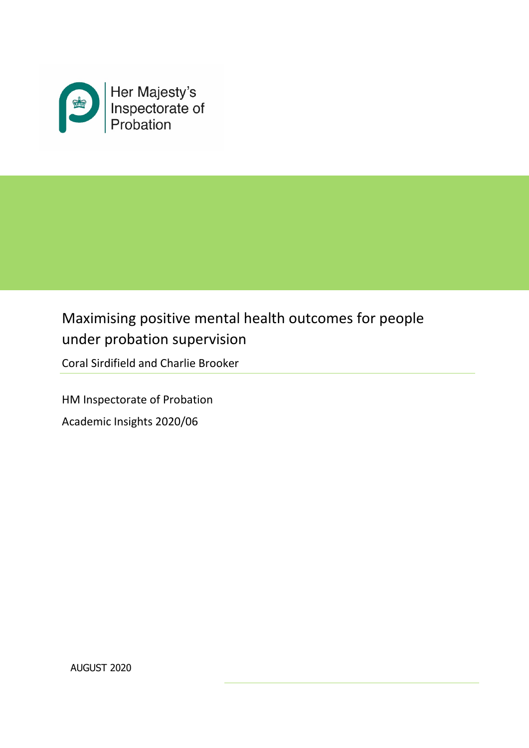Her Majesty's Inspectorate of Probation

# Maximising positive mental health outcomes for people under probation supervision

Coral Sirdifield and Charlie Brooker

HM Inspectorate of Probation

Academic Insights 2020/06

AUGUST 2020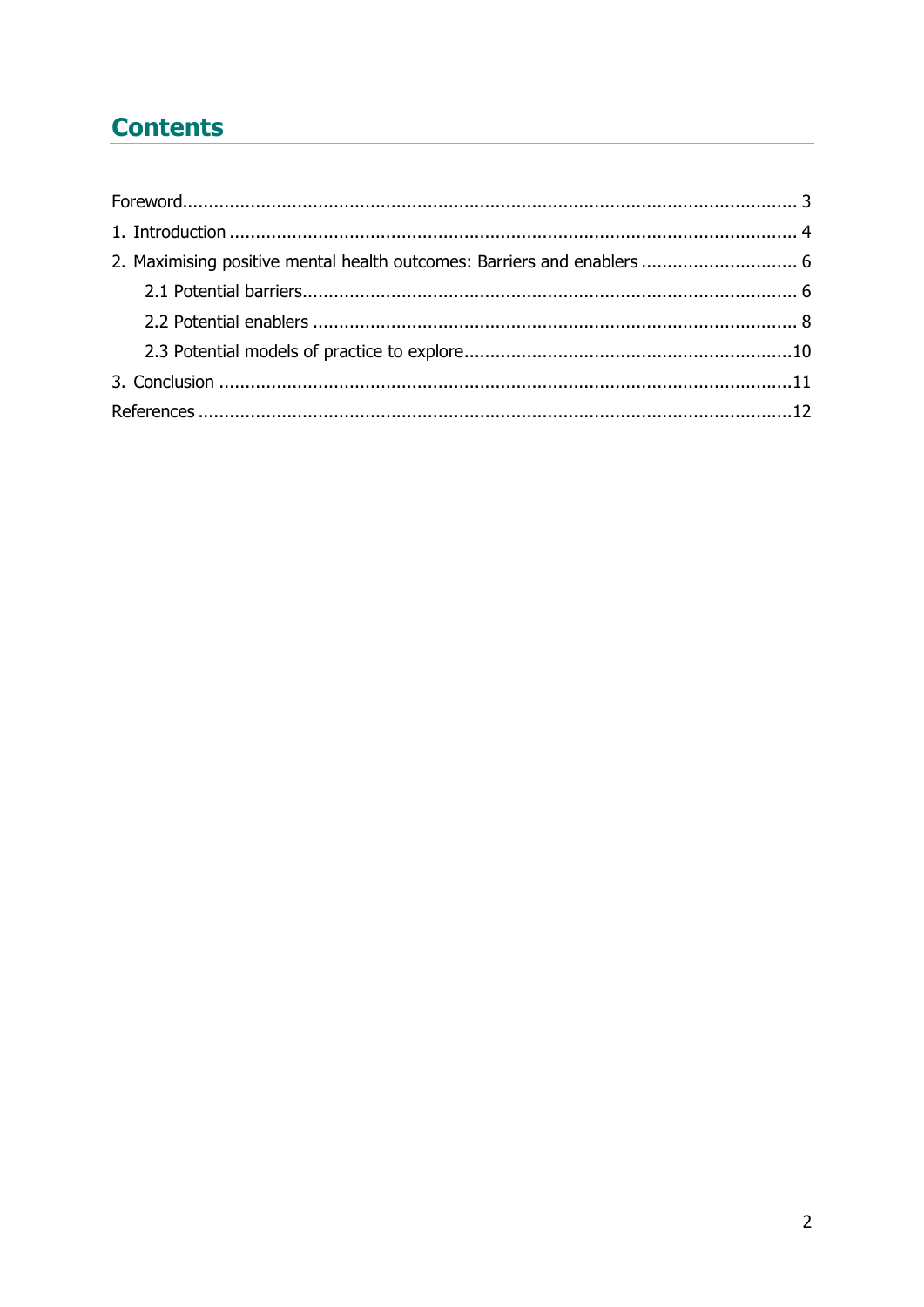# Contents

Foreword ..................................................................................................................... 3

1. Introduction ........................................................................................................... 4

2. Maximising positive mental health outcomes: Barriers and enablers .............................. 6

   2.1 Potential barriers ............................................................................................... 6

   2.2 Potential enablers .............................................................................................. 8

   2.3 Potential models of practice to explore ............................................................... 10

3. Conclusion ............................................................................................................ 11

References ................................................................................................................ 12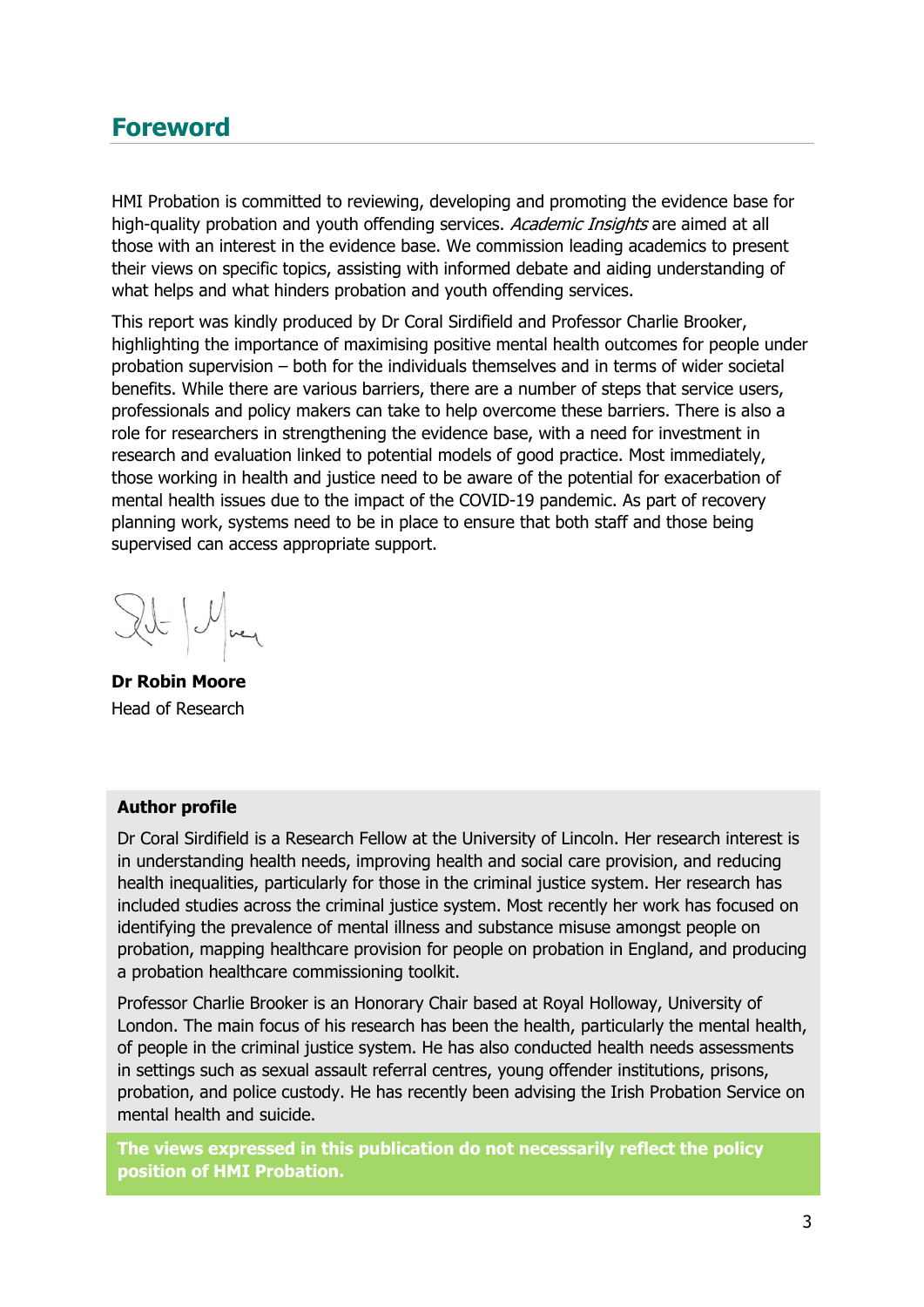## Foreword

HMI Probation is committed to reviewing, developing and promoting the evidence base for high-quality probation and youth offending services. *Academic Insights* are aimed at all those with an interest in the evidence base. We commission leading academics to present their views on specific topics, assisting with informed debate and aiding understanding of what helps and what hinders probation and youth offending services.

This report was kindly produced by Dr Coral Sirdifield and Professor Charlie Brooker, highlighting the importance of maximising positive mental health outcomes for people under probation supervision – both for the individuals themselves and in terms of wider societal benefits. While there are various barriers, there are a number of steps that service users, professionals and policy makers can take to help overcome these barriers. There is also a role for researchers in strengthening the evidence base, with a need for investment in research and evaluation linked to potential models of good practice. Most immediately, those working in health and justice need to be aware of the potential for exacerbation of mental health issues due to the impact of the COVID-19 pandemic. As part of recovery planning work, systems need to be in place to ensure that both staff and those being supervised can access appropriate support.

**Dr Robin Moore**
Head of Research

**Author profile**

Dr Coral Sirdifield is a Research Fellow at the University of Lincoln. Her research interest is in understanding health needs, improving health and social care provision, and reducing health inequalities, particularly for those in the criminal justice system. Her research has included studies across the criminal justice system. Most recently her work has focused on identifying the prevalence of mental illness and substance misuse amongst people on probation, mapping healthcare provision for people on probation in England, and producing a probation healthcare commissioning toolkit.

Professor Charlie Brooker is an Honorary Chair based at Royal Holloway, University of London. The main focus of his research has been the health, particularly the mental health, of people in the criminal justice system. He has also conducted health needs assessments in settings such as sexual assault referral centres, young offender institutions, prisons, probation, and police custody. He has recently been advising the Irish Probation Service on mental health and suicide.

**The views expressed in this publication do not necessarily reflect the policy position of HMI Probation.**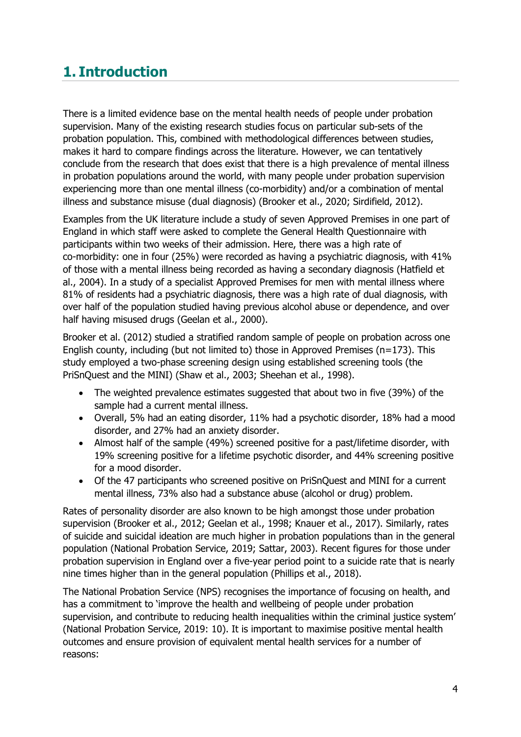# 1. Introduction

There is a limited evidence base on the mental health needs of people under probation supervision. Many of the existing research studies focus on particular sub-sets of the probation population. This, combined with methodological differences between studies, makes it hard to compare findings across the literature. However, we can tentatively conclude from the research that does exist that there is a high prevalence of mental illness in probation populations around the world, with many people under probation supervision experiencing more than one mental illness (co-morbidity) and/or a combination of mental illness and substance misuse (dual diagnosis) (Brooker et al., 2020; Sirdifield, 2012).

Examples from the UK literature include a study of seven Approved Premises in one part of England in which staff were asked to complete the General Health Questionnaire with participants within two weeks of their admission. Here, there was a high rate of co-morbidity: one in four (25%) were recorded as having a psychiatric diagnosis, with 41% of those with a mental illness being recorded as having a secondary diagnosis (Hatfield et al., 2004). In a study of a specialist Approved Premises for men with mental illness where 81% of residents had a psychiatric diagnosis, there was a high rate of dual diagnosis, with over half of the population studied having previous alcohol abuse or dependence, and over half having misused drugs (Geelan et al., 2000).

Brooker et al. (2012) studied a stratified random sample of people on probation across one English county, including (but not limited to) those in Approved Premises (n=173). This study employed a two-phase screening design using established screening tools (the PriSnQuest and the MINI) (Shaw et al., 2003; Sheehan et al., 1998).

- The weighted prevalence estimates suggested that about two in five (39%) of the sample had a current mental illness.
- Overall, 5% had an eating disorder, 11% had a psychotic disorder, 18% had a mood disorder, and 27% had an anxiety disorder.
- Almost half of the sample (49%) screened positive for a past/lifetime disorder, with 19% screening positive for a lifetime psychotic disorder, and 44% screening positive for a mood disorder.
- Of the 47 participants who screened positive on PriSnQuest and MINI for a current mental illness, 73% also had a substance abuse (alcohol or drug) problem.

Rates of personality disorder are also known to be high amongst those under probation supervision (Brooker et al., 2012; Geelan et al., 1998; Knauer et al., 2017). Similarly, rates of suicide and suicidal ideation are much higher in probation populations than in the general population (National Probation Service, 2019; Sattar, 2003). Recent figures for those under probation supervision in England over a five-year period point to a suicide rate that is nearly nine times higher than in the general population (Phillips et al., 2018).

The National Probation Service (NPS) recognises the importance of focusing on health, and has a commitment to 'improve the health and wellbeing of people under probation supervision, and contribute to reducing health inequalities within the criminal justice system' (National Probation Service, 2019: 10). It is important to maximise positive mental health outcomes and ensure provision of equivalent mental health services for a number of reasons: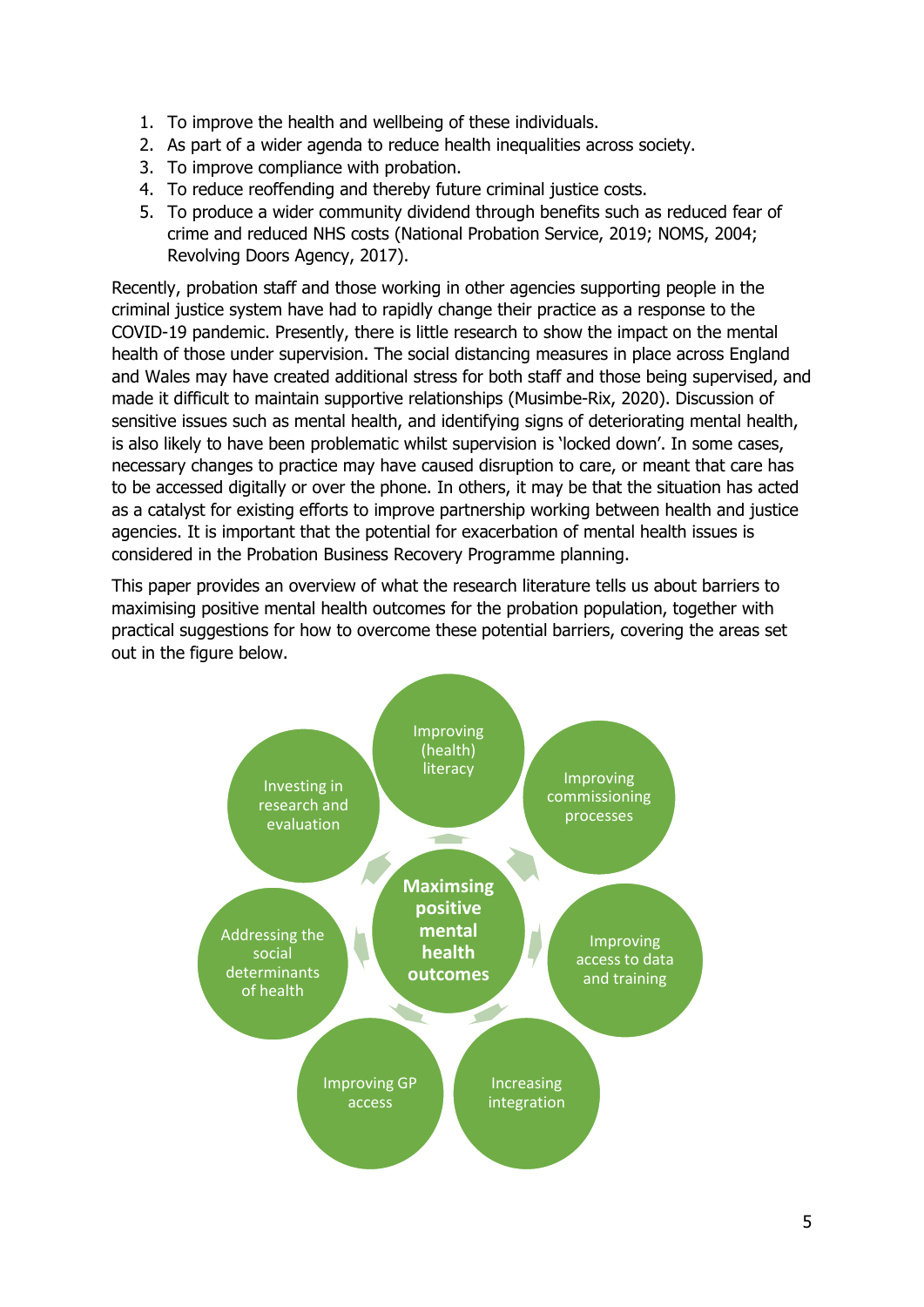1. To improve the health and wellbeing of these individuals.
2. As part of a wider agenda to reduce health inequalities across society.
3. To improve compliance with probation.
4. To reduce reoffending and thereby future criminal justice costs.
5. To produce a wider community dividend through benefits such as reduced fear of crime and reduced NHS costs (National Probation Service, 2019; NOMS, 2004; Revolving Doors Agency, 2017).

Recently, probation staff and those working in other agencies supporting people in the criminal justice system have had to rapidly change their practice as a response to the COVID-19 pandemic. Presently, there is little research to show the impact on the mental health of those under supervision. The social distancing measures in place across England and Wales may have created additional stress for both staff and those being supervised, and made it difficult to maintain supportive relationships (Musimbe-Rix, 2020). Discussion of sensitive issues such as mental health, and identifying signs of deteriorating mental health, is also likely to have been problematic whilst supervision is 'locked down'. In some cases, necessary changes to practice may have caused disruption to care, or meant that care has to be accessed digitally or over the phone. In others, it may be that the situation has acted as a catalyst for existing efforts to improve partnership working between health and justice agencies. It is important that the potential for exacerbation of mental health issues is considered in the Probation Business Recovery Programme planning.

This paper provides an overview of what the research literature tells us about barriers to maximising positive mental health outcomes for the probation population, together with practical suggestions for how to overcome these potential barriers, covering the areas set out in the figure below.

**Maximsing positive mental health outcomes**

- Improving (health) literacy
- Improving commissioning processes
- Improving access to data and training
- Increasing integration
- Improving GP access
- Addressing the social determinants of health
- Investing in research and evaluation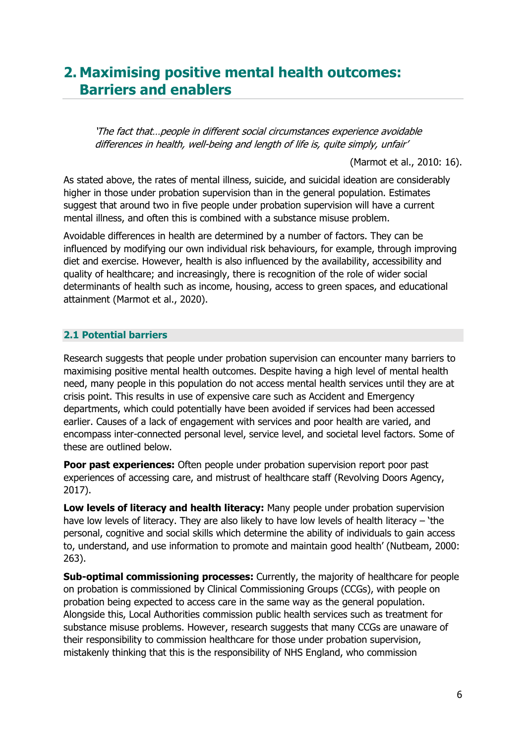## 2. Maximising positive mental health outcomes: Barriers and enablers

> *'The fact that…people in different social circumstances experience avoidable differences in health, well-being and length of life is, quite simply, unfair'*
>
> (Marmot et al., 2010: 16).

As stated above, the rates of mental illness, suicide, and suicidal ideation are considerably higher in those under probation supervision than in the general population. Estimates suggest that around two in five people under probation supervision will have a current mental illness, and often this is combined with a substance misuse problem.

Avoidable differences in health are determined by a number of factors. They can be influenced by modifying our own individual risk behaviours, for example, through improving diet and exercise. However, health is also influenced by the availability, accessibility and quality of healthcare; and increasingly, there is recognition of the role of wider social determinants of health such as income, housing, access to green spaces, and educational attainment (Marmot et al., 2020).

### 2.1 Potential barriers

Research suggests that people under probation supervision can encounter many barriers to maximising positive mental health outcomes. Despite having a high level of mental health need, many people in this population do not access mental health services until they are at crisis point. This results in use of expensive care such as Accident and Emergency departments, which could potentially have been avoided if services had been accessed earlier. Causes of a lack of engagement with services and poor health are varied, and encompass inter-connected personal level, service level, and societal level factors. Some of these are outlined below.

**Poor past experiences:** Often people under probation supervision report poor past experiences of accessing care, and mistrust of healthcare staff (Revolving Doors Agency, 2017).

**Low levels of literacy and health literacy:** Many people under probation supervision have low levels of literacy. They are also likely to have low levels of health literacy – 'the personal, cognitive and social skills which determine the ability of individuals to gain access to, understand, and use information to promote and maintain good health' (Nutbeam, 2000: 263).

**Sub-optimal commissioning processes:** Currently, the majority of healthcare for people on probation is commissioned by Clinical Commissioning Groups (CCGs), with people on probation being expected to access care in the same way as the general population. Alongside this, Local Authorities commission public health services such as treatment for substance misuse problems. However, research suggests that many CCGs are unaware of their responsibility to commission healthcare for those under probation supervision, mistakenly thinking that this is the responsibility of NHS England, who commission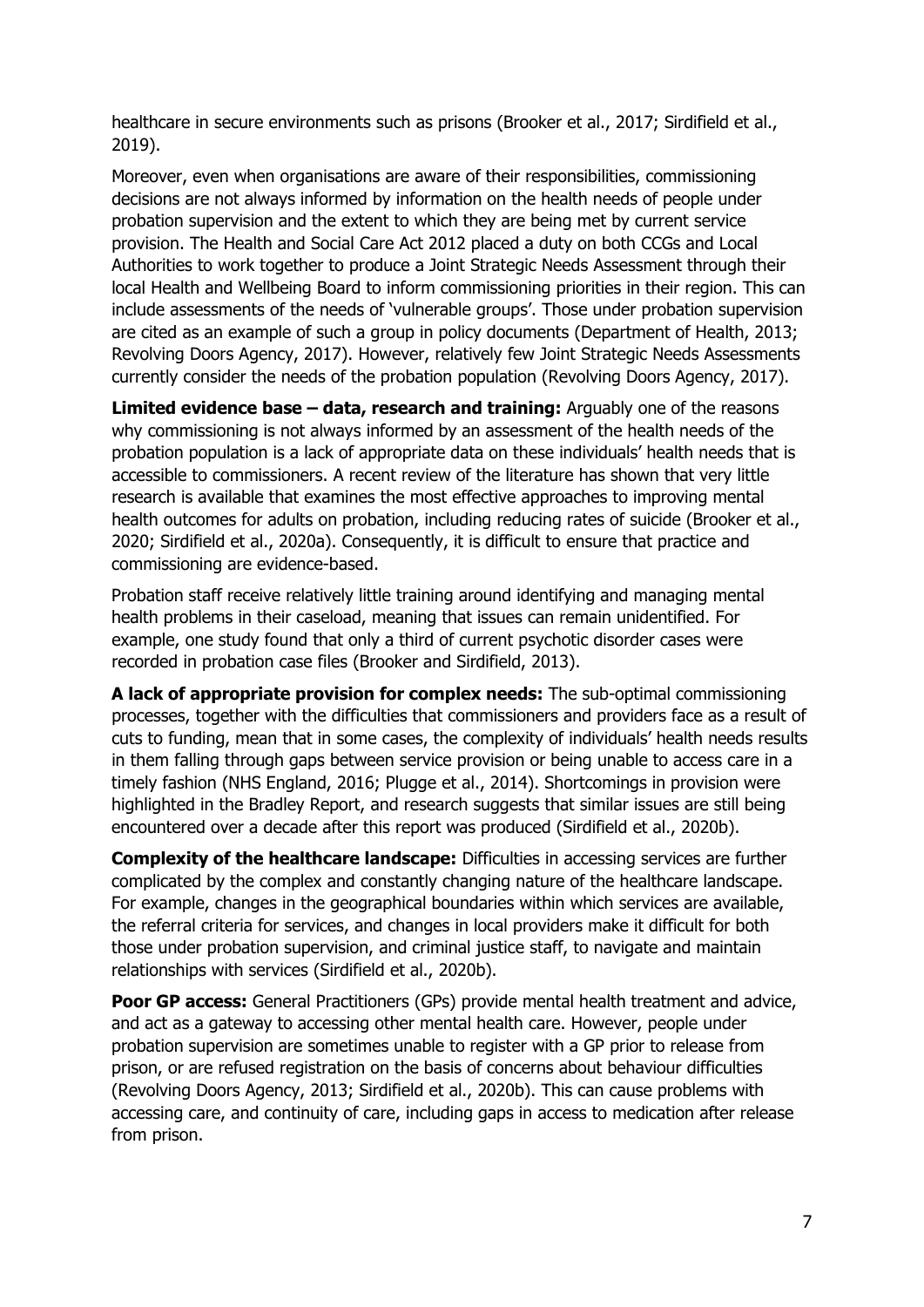healthcare in secure environments such as prisons (Brooker et al., 2017; Sirdifield et al., 2019).

Moreover, even when organisations are aware of their responsibilities, commissioning decisions are not always informed by information on the health needs of people under probation supervision and the extent to which they are being met by current service provision. The Health and Social Care Act 2012 placed a duty on both CCGs and Local Authorities to work together to produce a Joint Strategic Needs Assessment through their local Health and Wellbeing Board to inform commissioning priorities in their region. This can include assessments of the needs of 'vulnerable groups'. Those under probation supervision are cited as an example of such a group in policy documents (Department of Health, 2013; Revolving Doors Agency, 2017). However, relatively few Joint Strategic Needs Assessments currently consider the needs of the probation population (Revolving Doors Agency, 2017).

**Limited evidence base – data, research and training:** Arguably one of the reasons why commissioning is not always informed by an assessment of the health needs of the probation population is a lack of appropriate data on these individuals' health needs that is accessible to commissioners. A recent review of the literature has shown that very little research is available that examines the most effective approaches to improving mental health outcomes for adults on probation, including reducing rates of suicide (Brooker et al., 2020; Sirdifield et al., 2020a). Consequently, it is difficult to ensure that practice and commissioning are evidence-based.

Probation staff receive relatively little training around identifying and managing mental health problems in their caseload, meaning that issues can remain unidentified. For example, one study found that only a third of current psychotic disorder cases were recorded in probation case files (Brooker and Sirdifield, 2013).

**A lack of appropriate provision for complex needs:** The sub-optimal commissioning processes, together with the difficulties that commissioners and providers face as a result of cuts to funding, mean that in some cases, the complexity of individuals' health needs results in them falling through gaps between service provision or being unable to access care in a timely fashion (NHS England, 2016; Plugge et al., 2014). Shortcomings in provision were highlighted in the Bradley Report, and research suggests that similar issues are still being encountered over a decade after this report was produced (Sirdifield et al., 2020b).

**Complexity of the healthcare landscape:** Difficulties in accessing services are further complicated by the complex and constantly changing nature of the healthcare landscape. For example, changes in the geographical boundaries within which services are available, the referral criteria for services, and changes in local providers make it difficult for both those under probation supervision, and criminal justice staff, to navigate and maintain relationships with services (Sirdifield et al., 2020b).

**Poor GP access:** General Practitioners (GPs) provide mental health treatment and advice, and act as a gateway to accessing other mental health care. However, people under probation supervision are sometimes unable to register with a GP prior to release from prison, or are refused registration on the basis of concerns about behaviour difficulties (Revolving Doors Agency, 2013; Sirdifield et al., 2020b). This can cause problems with accessing care, and continuity of care, including gaps in access to medication after release from prison.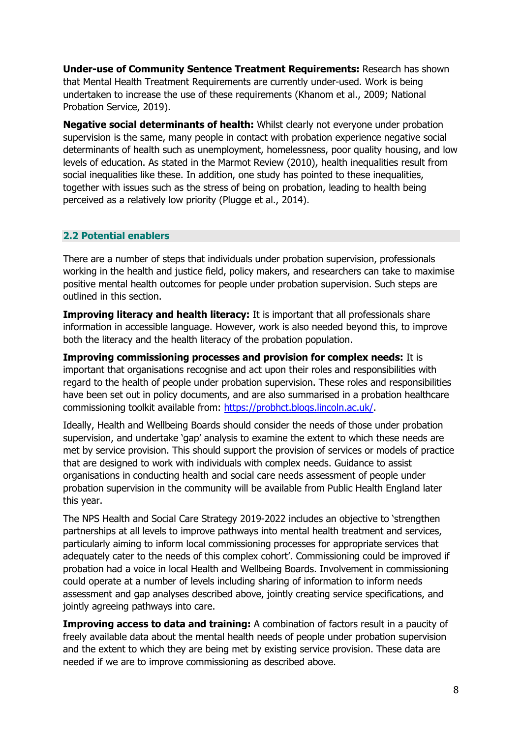**Under-use of Community Sentence Treatment Requirements:** Research has shown that Mental Health Treatment Requirements are currently under-used. Work is being undertaken to increase the use of these requirements (Khanom et al., 2009; National Probation Service, 2019).

**Negative social determinants of health:** Whilst clearly not everyone under probation supervision is the same, many people in contact with probation experience negative social determinants of health such as unemployment, homelessness, poor quality housing, and low levels of education. As stated in the Marmot Review (2010), health inequalities result from social inequalities like these. In addition, one study has pointed to these inequalities, together with issues such as the stress of being on probation, leading to health being perceived as a relatively low priority (Plugge et al., 2014).

## 2.2 Potential enablers

There are a number of steps that individuals under probation supervision, professionals working in the health and justice field, policy makers, and researchers can take to maximise positive mental health outcomes for people under probation supervision. Such steps are outlined in this section.

**Improving literacy and health literacy:** It is important that all professionals share information in accessible language. However, work is also needed beyond this, to improve both the literacy and the health literacy of the probation population.

**Improving commissioning processes and provision for complex needs:** It is important that organisations recognise and act upon their roles and responsibilities with regard to the health of people under probation supervision. These roles and responsibilities have been set out in policy documents, and are also summarised in a probation healthcare commissioning toolkit available from: https://probhct.blogs.lincoln.ac.uk/.

Ideally, Health and Wellbeing Boards should consider the needs of those under probation supervision, and undertake 'gap' analysis to examine the extent to which these needs are met by service provision. This should support the provision of services or models of practice that are designed to work with individuals with complex needs. Guidance to assist organisations in conducting health and social care needs assessment of people under probation supervision in the community will be available from Public Health England later this year.

The NPS Health and Social Care Strategy 2019-2022 includes an objective to 'strengthen partnerships at all levels to improve pathways into mental health treatment and services, particularly aiming to inform local commissioning processes for appropriate services that adequately cater to the needs of this complex cohort'. Commissioning could be improved if probation had a voice in local Health and Wellbeing Boards. Involvement in commissioning could operate at a number of levels including sharing of information to inform needs assessment and gap analyses described above, jointly creating service specifications, and jointly agreeing pathways into care.

**Improving access to data and training:** A combination of factors result in a paucity of freely available data about the mental health needs of people under probation supervision and the extent to which they are being met by existing service provision. These data are needed if we are to improve commissioning as described above.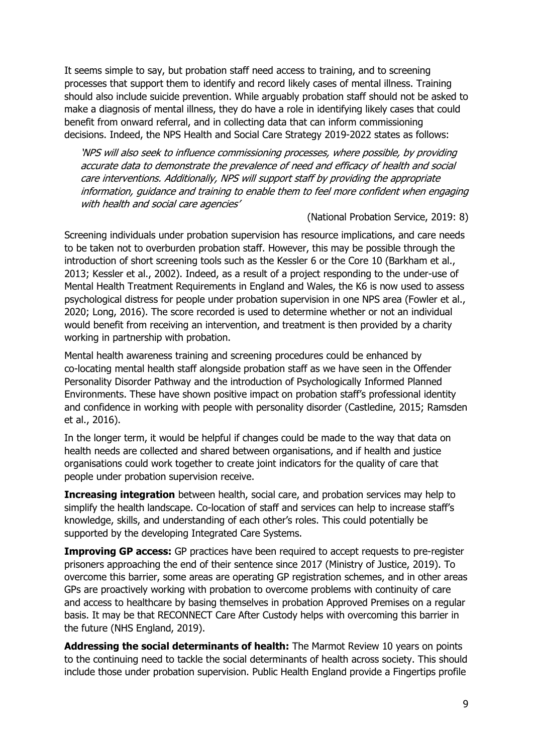It seems simple to say, but probation staff need access to training, and to screening processes that support them to identify and record likely cases of mental illness. Training should also include suicide prevention. While arguably probation staff should not be asked to make a diagnosis of mental illness, they do have a role in identifying likely cases that could benefit from onward referral, and in collecting data that can inform commissioning decisions. Indeed, the NPS Health and Social Care Strategy 2019-2022 states as follows:

> *'NPS will also seek to influence commissioning processes, where possible, by providing accurate data to demonstrate the prevalence of need and efficacy of health and social care interventions. Additionally, NPS will support staff by providing the appropriate information, guidance and training to enable them to feel more confident when engaging with health and social care agencies'*
>
> (National Probation Service, 2019: 8)

Screening individuals under probation supervision has resource implications, and care needs to be taken not to overburden probation staff. However, this may be possible through the introduction of short screening tools such as the Kessler 6 or the Core 10 (Barkham et al., 2013; Kessler et al., 2002). Indeed, as a result of a project responding to the under-use of Mental Health Treatment Requirements in England and Wales, the K6 is now used to assess psychological distress for people under probation supervision in one NPS area (Fowler et al., 2020; Long, 2016). The score recorded is used to determine whether or not an individual would benefit from receiving an intervention, and treatment is then provided by a charity working in partnership with probation.

Mental health awareness training and screening procedures could be enhanced by co-locating mental health staff alongside probation staff as we have seen in the Offender Personality Disorder Pathway and the introduction of Psychologically Informed Planned Environments. These have shown positive impact on probation staff's professional identity and confidence in working with people with personality disorder (Castledine, 2015; Ramsden et al., 2016).

In the longer term, it would be helpful if changes could be made to the way that data on health needs are collected and shared between organisations, and if health and justice organisations could work together to create joint indicators for the quality of care that people under probation supervision receive.

**Increasing integration** between health, social care, and probation services may help to simplify the health landscape. Co-location of staff and services can help to increase staff's knowledge, skills, and understanding of each other's roles. This could potentially be supported by the developing Integrated Care Systems.

**Improving GP access:** GP practices have been required to accept requests to pre-register prisoners approaching the end of their sentence since 2017 (Ministry of Justice, 2019). To overcome this barrier, some areas are operating GP registration schemes, and in other areas GPs are proactively working with probation to overcome problems with continuity of care and access to healthcare by basing themselves in probation Approved Premises on a regular basis. It may be that RECONNECT Care After Custody helps with overcoming this barrier in the future (NHS England, 2019).

**Addressing the social determinants of health:** The Marmot Review 10 years on points to the continuing need to tackle the social determinants of health across society. This should include those under probation supervision. Public Health England provide a Fingertips profile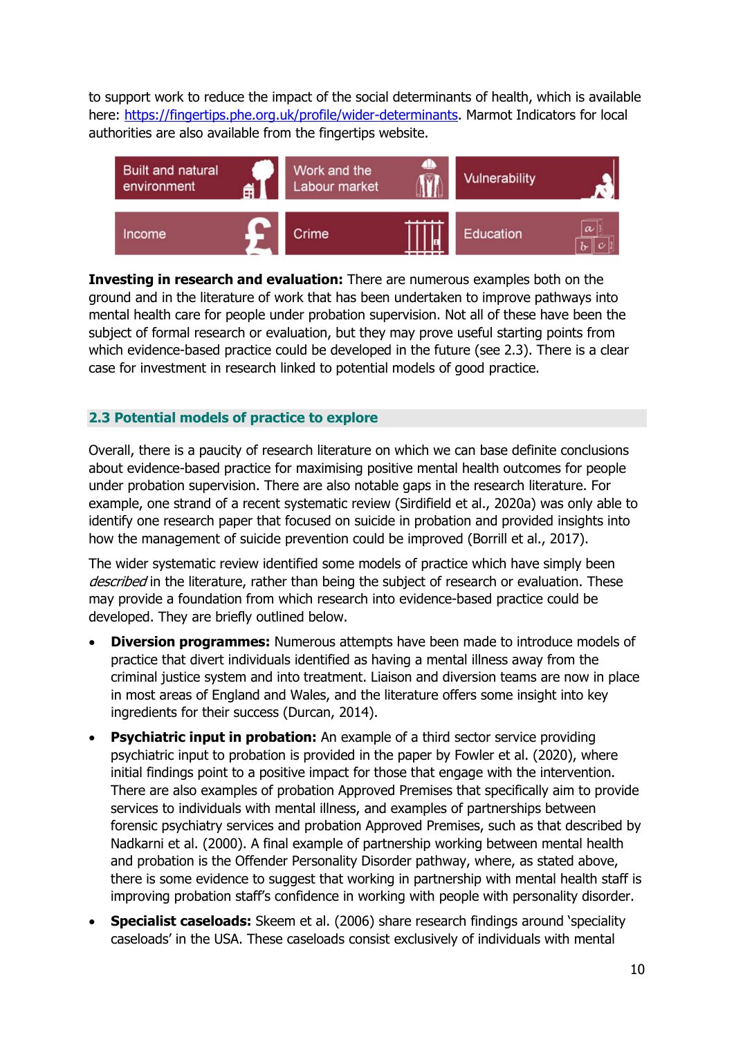to support work to reduce the impact of the social determinants of health, which is available here: [https://fingertips.phe.org.uk/profile/wider-determinants](https://fingertips.phe.org.uk/profile/wider-determinants). Marmot Indicators for local authorities are also available from the fingertips website.

| Built and natural environment | Work and the Labour market | Vulnerability |
| --- | --- | --- |
| Income | Crime | Education |

**Investing in research and evaluation:** There are numerous examples both on the ground and in the literature of work that has been undertaken to improve pathways into mental health care for people under probation supervision. Not all of these have been the subject of formal research or evaluation, but they may prove useful starting points from which evidence-based practice could be developed in the future (see 2.3). There is a clear case for investment in research linked to potential models of good practice.

## 2.3 Potential models of practice to explore

Overall, there is a paucity of research literature on which we can base definite conclusions about evidence-based practice for maximising positive mental health outcomes for people under probation supervision. There are also notable gaps in the research literature. For example, one strand of a recent systematic review (Sirdifield et al., 2020a) was only able to identify one research paper that focused on suicide in probation and provided insights into how the management of suicide prevention could be improved (Borrill et al., 2017).

The wider systematic review identified some models of practice which have simply been *described* in the literature, rather than being the subject of research or evaluation. These may provide a foundation from which research into evidence-based practice could be developed. They are briefly outlined below.

- **Diversion programmes:** Numerous attempts have been made to introduce models of practice that divert individuals identified as having a mental illness away from the criminal justice system and into treatment. Liaison and diversion teams are now in place in most areas of England and Wales, and the literature offers some insight into key ingredients for their success (Durcan, 2014).
- **Psychiatric input in probation:** An example of a third sector service providing psychiatric input to probation is provided in the paper by Fowler et al. (2020), where initial findings point to a positive impact for those that engage with the intervention. There are also examples of probation Approved Premises that specifically aim to provide services to individuals with mental illness, and examples of partnerships between forensic psychiatry services and probation Approved Premises, such as that described by Nadkarni et al. (2000). A final example of partnership working between mental health and probation is the Offender Personality Disorder pathway, where, as stated above, there is some evidence to suggest that working in partnership with mental health staff is improving probation staff's confidence in working with people with personality disorder.
- **Specialist caseloads:** Skeem et al. (2006) share research findings around 'speciality caseloads' in the USA. These caseloads consist exclusively of individuals with mental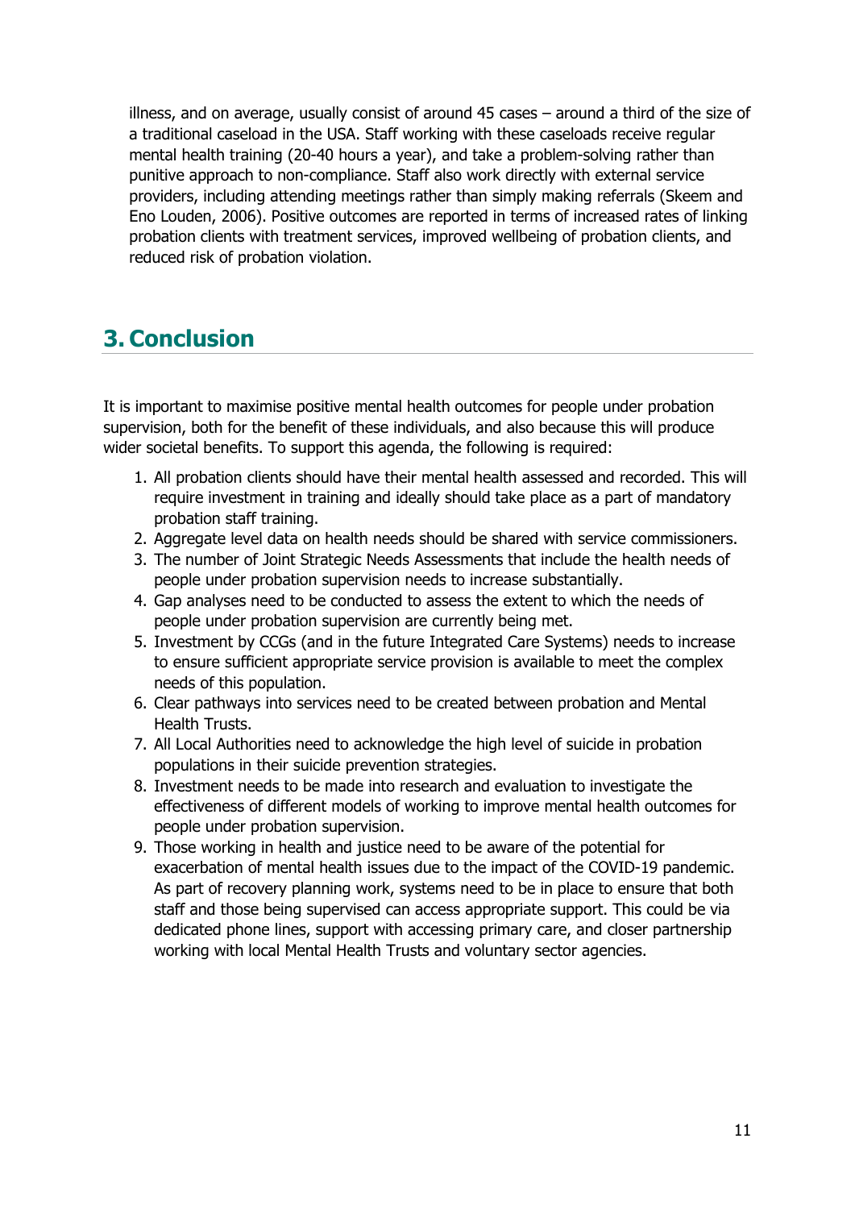illness, and on average, usually consist of around 45 cases – around a third of the size of a traditional caseload in the USA. Staff working with these caseloads receive regular mental health training (20-40 hours a year), and take a problem-solving rather than punitive approach to non-compliance. Staff also work directly with external service providers, including attending meetings rather than simply making referrals (Skeem and Eno Louden, 2006). Positive outcomes are reported in terms of increased rates of linking probation clients with treatment services, improved wellbeing of probation clients, and reduced risk of probation violation.

## 3. Conclusion

It is important to maximise positive mental health outcomes for people under probation supervision, both for the benefit of these individuals, and also because this will produce wider societal benefits. To support this agenda, the following is required:

1. All probation clients should have their mental health assessed and recorded. This will require investment in training and ideally should take place as a part of mandatory probation staff training.
2. Aggregate level data on health needs should be shared with service commissioners.
3. The number of Joint Strategic Needs Assessments that include the health needs of people under probation supervision needs to increase substantially.
4. Gap analyses need to be conducted to assess the extent to which the needs of people under probation supervision are currently being met.
5. Investment by CCGs (and in the future Integrated Care Systems) needs to increase to ensure sufficient appropriate service provision is available to meet the complex needs of this population.
6. Clear pathways into services need to be created between probation and Mental Health Trusts.
7. All Local Authorities need to acknowledge the high level of suicide in probation populations in their suicide prevention strategies.
8. Investment needs to be made into research and evaluation to investigate the effectiveness of different models of working to improve mental health outcomes for people under probation supervision.
9. Those working in health and justice need to be aware of the potential for exacerbation of mental health issues due to the impact of the COVID-19 pandemic. As part of recovery planning work, systems need to be in place to ensure that both staff and those being supervised can access appropriate support. This could be via dedicated phone lines, support with accessing primary care, and closer partnership working with local Mental Health Trusts and voluntary sector agencies.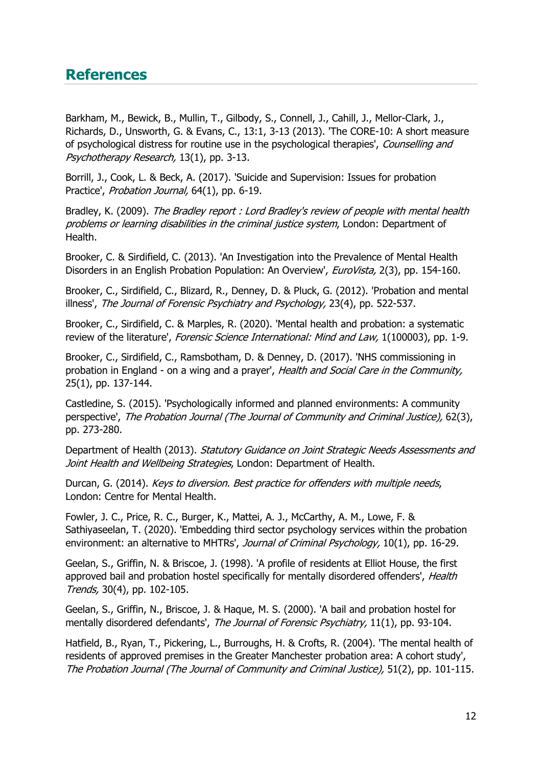## References

Barkham, M., Bewick, B., Mullin, T., Gilbody, S., Connell, J., Cahill, J., Mellor-Clark, J., Richards, D., Unsworth, G. & Evans, C., 13:1, 3-13 (2013). 'The CORE-10: A short measure of psychological distress for routine use in the psychological therapies', *Counselling and Psychotherapy Research,* 13(1), pp. 3-13.

Borrill, J., Cook, L. & Beck, A. (2017). 'Suicide and Supervision: Issues for probation Practice', *Probation Journal,* 64(1), pp. 6-19.

Bradley, K. (2009). *The Bradley report : Lord Bradley's review of people with mental health problems or learning disabilities in the criminal justice system*, London: Department of Health.

Brooker, C. & Sirdifield, C. (2013). 'An Investigation into the Prevalence of Mental Health Disorders in an English Probation Population: An Overview', *EuroVista,* 2(3), pp. 154-160.

Brooker, C., Sirdifield, C., Blizard, R., Denney, D. & Pluck, G. (2012). 'Probation and mental illness', *The Journal of Forensic Psychiatry and Psychology,* 23(4), pp. 522-537.

Brooker, C., Sirdifield, C. & Marples, R. (2020). 'Mental health and probation: a systematic review of the literature', *Forensic Science International: Mind and Law,* 1(100003), pp. 1-9.

Brooker, C., Sirdifield, C., Ramsbotham, D. & Denney, D. (2017). 'NHS commissioning in probation in England - on a wing and a prayer', *Health and Social Care in the Community,* 25(1), pp. 137-144.

Castledine, S. (2015). 'Psychologically informed and planned environments: A community perspective', *The Probation Journal (The Journal of Community and Criminal Justice),* 62(3), pp. 273-280.

Department of Health (2013). *Statutory Guidance on Joint Strategic Needs Assessments and Joint Health and Wellbeing Strategies*, London: Department of Health.

Durcan, G. (2014). *Keys to diversion. Best practice for offenders with multiple needs*, London: Centre for Mental Health.

Fowler, J. C., Price, R. C., Burger, K., Mattei, A. J., McCarthy, A. M., Lowe, F. & Sathiyaseelan, T. (2020). 'Embedding third sector psychology services within the probation environment: an alternative to MHTRs', *Journal of Criminal Psychology,* 10(1), pp. 16-29.

Geelan, S., Griffin, N. & Briscoe, J. (1998). 'A profile of residents at Elliot House, the first approved bail and probation hostel specifically for mentally disordered offenders', *Health Trends,* 30(4), pp. 102-105.

Geelan, S., Griffin, N., Briscoe, J. & Haque, M. S. (2000). 'A bail and probation hostel for mentally disordered defendants', *The Journal of Forensic Psychiatry,* 11(1), pp. 93-104.

Hatfield, B., Ryan, T., Pickering, L., Burroughs, H. & Crofts, R. (2004). 'The mental health of residents of approved premises in the Greater Manchester probation area: A cohort study', *The Probation Journal (The Journal of Community and Criminal Justice),* 51(2), pp. 101-115.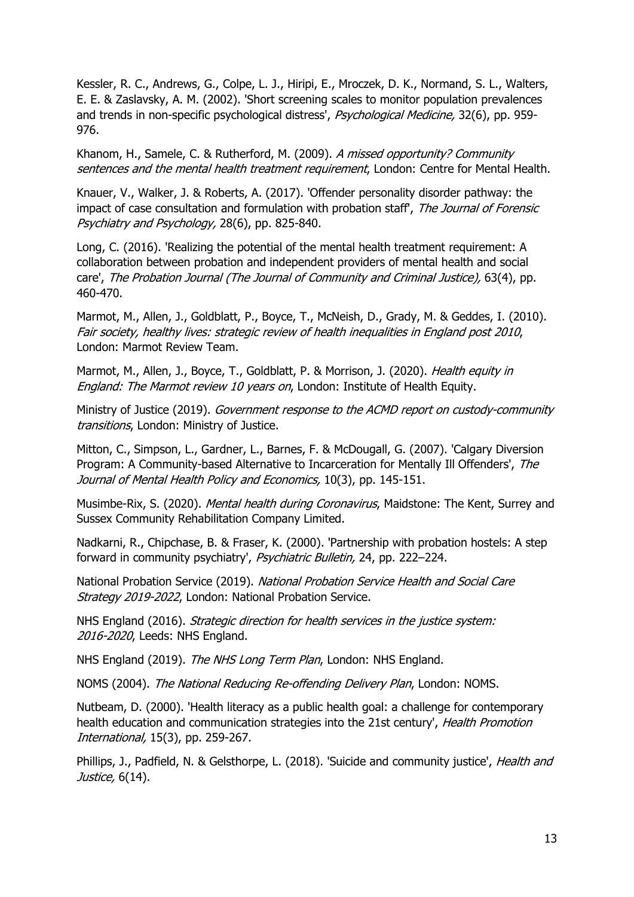Kessler, R. C., Andrews, G., Colpe, L. J., Hiripi, E., Mroczek, D. K., Normand, S. L., Walters, E. E. & Zaslavsky, A. M. (2002). 'Short screening scales to monitor population prevalences and trends in non-specific psychological distress', *Psychological Medicine,* 32(6), pp. 959-976.

Khanom, H., Samele, C. & Rutherford, M. (2009). *A missed opportunity? Community sentences and the mental health treatment requirement*, London: Centre for Mental Health.

Knauer, V., Walker, J. & Roberts, A. (2017). 'Offender personality disorder pathway: the impact of case consultation and formulation with probation staff', *The Journal of Forensic Psychiatry and Psychology,* 28(6), pp. 825-840.

Long, C. (2016). 'Realizing the potential of the mental health treatment requirement: A collaboration between probation and independent providers of mental health and social care', *The Probation Journal (The Journal of Community and Criminal Justice),* 63(4), pp. 460-470.

Marmot, M., Allen, J., Goldblatt, P., Boyce, T., McNeish, D., Grady, M. & Geddes, I. (2010). *Fair society, healthy lives: strategic review of health inequalities in England post 2010*, London: Marmot Review Team.

Marmot, M., Allen, J., Boyce, T., Goldblatt, P. & Morrison, J. (2020). *Health equity in England: The Marmot review 10 years on*, London: Institute of Health Equity.

Ministry of Justice (2019). *Government response to the ACMD report on custody-community transitions*, London: Ministry of Justice.

Mitton, C., Simpson, L., Gardner, L., Barnes, F. & McDougall, G. (2007). 'Calgary Diversion Program: A Community-based Alternative to Incarceration for Mentally Ill Offenders', *The Journal of Mental Health Policy and Economics,* 10(3), pp. 145-151.

Musimbe-Rix, S. (2020). *Mental health during Coronavirus*, Maidstone: The Kent, Surrey and Sussex Community Rehabilitation Company Limited.

Nadkarni, R., Chipchase, B. & Fraser, K. (2000). 'Partnership with probation hostels: A step forward in community psychiatry', *Psychiatric Bulletin,* 24, pp. 222–224.

National Probation Service (2019). *National Probation Service Health and Social Care Strategy 2019-2022*, London: National Probation Service.

NHS England (2016). *Strategic direction for health services in the justice system: 2016-2020*, Leeds: NHS England.

NHS England (2019). *The NHS Long Term Plan*, London: NHS England.

NOMS (2004). *The National Reducing Re-offending Delivery Plan*, London: NOMS.

Nutbeam, D. (2000). 'Health literacy as a public health goal: a challenge for contemporary health education and communication strategies into the 21st century', *Health Promotion International,* 15(3), pp. 259-267.

Phillips, J., Padfield, N. & Gelsthorpe, L. (2018). 'Suicide and community justice', *Health and Justice,* 6(14).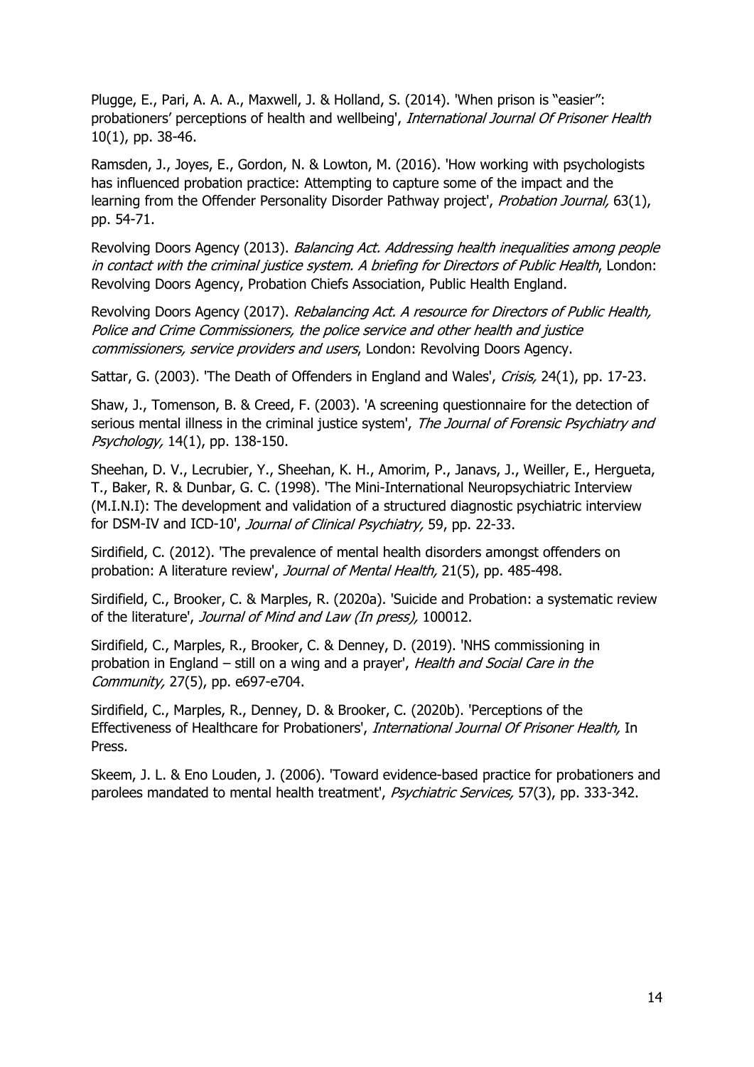Plugge, E., Pari, A. A. A., Maxwell, J. & Holland, S. (2014). 'When prison is "easier": probationers' perceptions of health and wellbeing', *International Journal Of Prisoner Health* 10(1), pp. 38-46.

Ramsden, J., Joyes, E., Gordon, N. & Lowton, M. (2016). 'How working with psychologists has influenced probation practice: Attempting to capture some of the impact and the learning from the Offender Personality Disorder Pathway project', *Probation Journal,* 63(1), pp. 54-71.

Revolving Doors Agency (2013). *Balancing Act. Addressing health inequalities among people in contact with the criminal justice system. A briefing for Directors of Public Health*, London: Revolving Doors Agency, Probation Chiefs Association, Public Health England.

Revolving Doors Agency (2017). *Rebalancing Act. A resource for Directors of Public Health, Police and Crime Commissioners, the police service and other health and justice commissioners, service providers and users*, London: Revolving Doors Agency.

Sattar, G. (2003). 'The Death of Offenders in England and Wales', *Crisis,* 24(1), pp. 17-23.

Shaw, J., Tomenson, B. & Creed, F. (2003). 'A screening questionnaire for the detection of serious mental illness in the criminal justice system', *The Journal of Forensic Psychiatry and Psychology,* 14(1), pp. 138-150.

Sheehan, D. V., Lecrubier, Y., Sheehan, K. H., Amorim, P., Janavs, J., Weiller, E., Hergueta, T., Baker, R. & Dunbar, G. C. (1998). 'The Mini-International Neuropsychiatric Interview (M.I.N.I): The development and validation of a structured diagnostic psychiatric interview for DSM-IV and ICD-10', *Journal of Clinical Psychiatry,* 59, pp. 22-33.

Sirdifield, C. (2012). 'The prevalence of mental health disorders amongst offenders on probation: A literature review', *Journal of Mental Health,* 21(5), pp. 485-498.

Sirdifield, C., Brooker, C. & Marples, R. (2020a). 'Suicide and Probation: a systematic review of the literature', *Journal of Mind and Law (In press),* 100012.

Sirdifield, C., Marples, R., Brooker, C. & Denney, D. (2019). 'NHS commissioning in probation in England – still on a wing and a prayer', *Health and Social Care in the Community,* 27(5), pp. e697-e704.

Sirdifield, C., Marples, R., Denney, D. & Brooker, C. (2020b). 'Perceptions of the Effectiveness of Healthcare for Probationers', *International Journal Of Prisoner Health,* In Press.

Skeem, J. L. & Eno Louden, J. (2006). 'Toward evidence-based practice for probationers and parolees mandated to mental health treatment', *Psychiatric Services,* 57(3), pp. 333-342.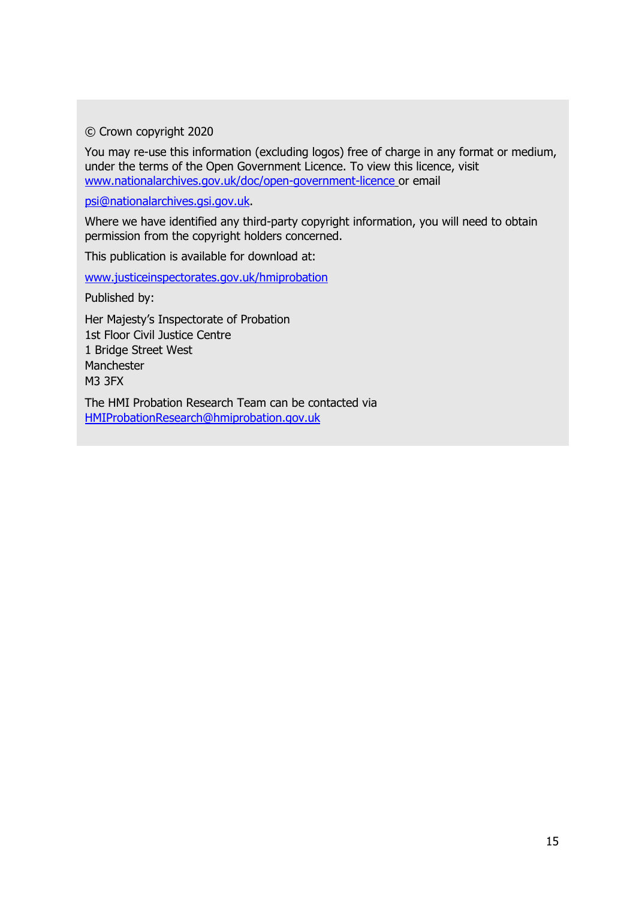© Crown copyright 2020

You may re-use this information (excluding logos) free of charge in any format or medium, under the terms of the Open Government Licence. To view this licence, visit www.nationalarchives.gov.uk/doc/open-government-licence or email

psi@nationalarchives.gsi.gov.uk.

Where we have identified any third-party copyright information, you will need to obtain permission from the copyright holders concerned.

This publication is available for download at:

www.justiceinspectorates.gov.uk/hmiprobation

Published by:

Her Majesty's Inspectorate of Probation
1st Floor Civil Justice Centre
1 Bridge Street West
Manchester
M3 3FX

The HMI Probation Research Team can be contacted via HMIProbationResearch@hmiprobation.gov.uk